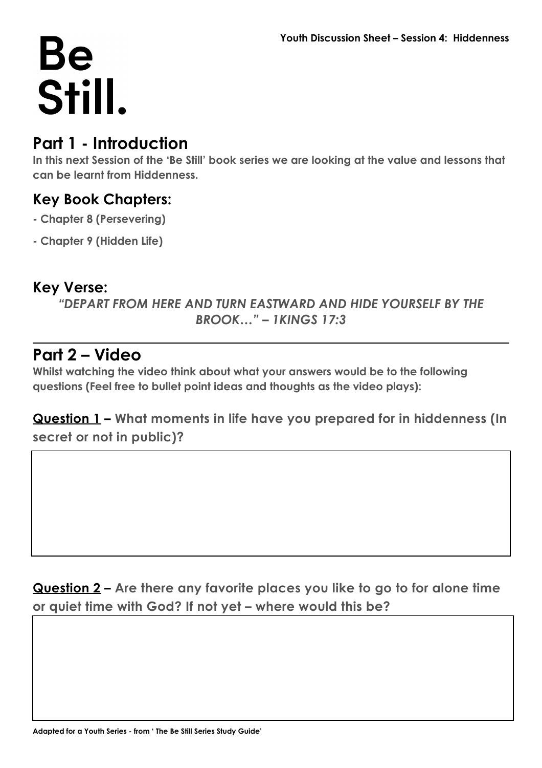# Be Still.

**Youth Discussion Sheet – Session 4: Hiddenness**

## Part 1 - Introduction

**In this next Session of the 'Be Still' book series we are looking at the value and lessons that can be learnt from Hiddenness.**

### Key Book Chapters:

- **Chapter 8 (Persevering)**
- **Chapter 9 (Hidden Life)**

### Key Verse:

***"DEPART FROM HERE AND TURN EASTWARD AND HIDE YOURSELF BY THE BROOK…" – 1KINGS 17:3***

---

## Part 2 – Video

**Whilst watching the video think about what your answers would be to the following questions (Feel free to bullet point ideas and thoughts as the video plays):**

**<u>Question 1</u> – What moments in life have you prepared for in hiddenness (In secret or not in public)?**

**<u>Question 2</u> – Are there any favorite places you like to go to for alone time or quiet time with God? If not yet – where would this be?**

**Adapted for a Youth Series - from ' The Be Still Series Study Guide'**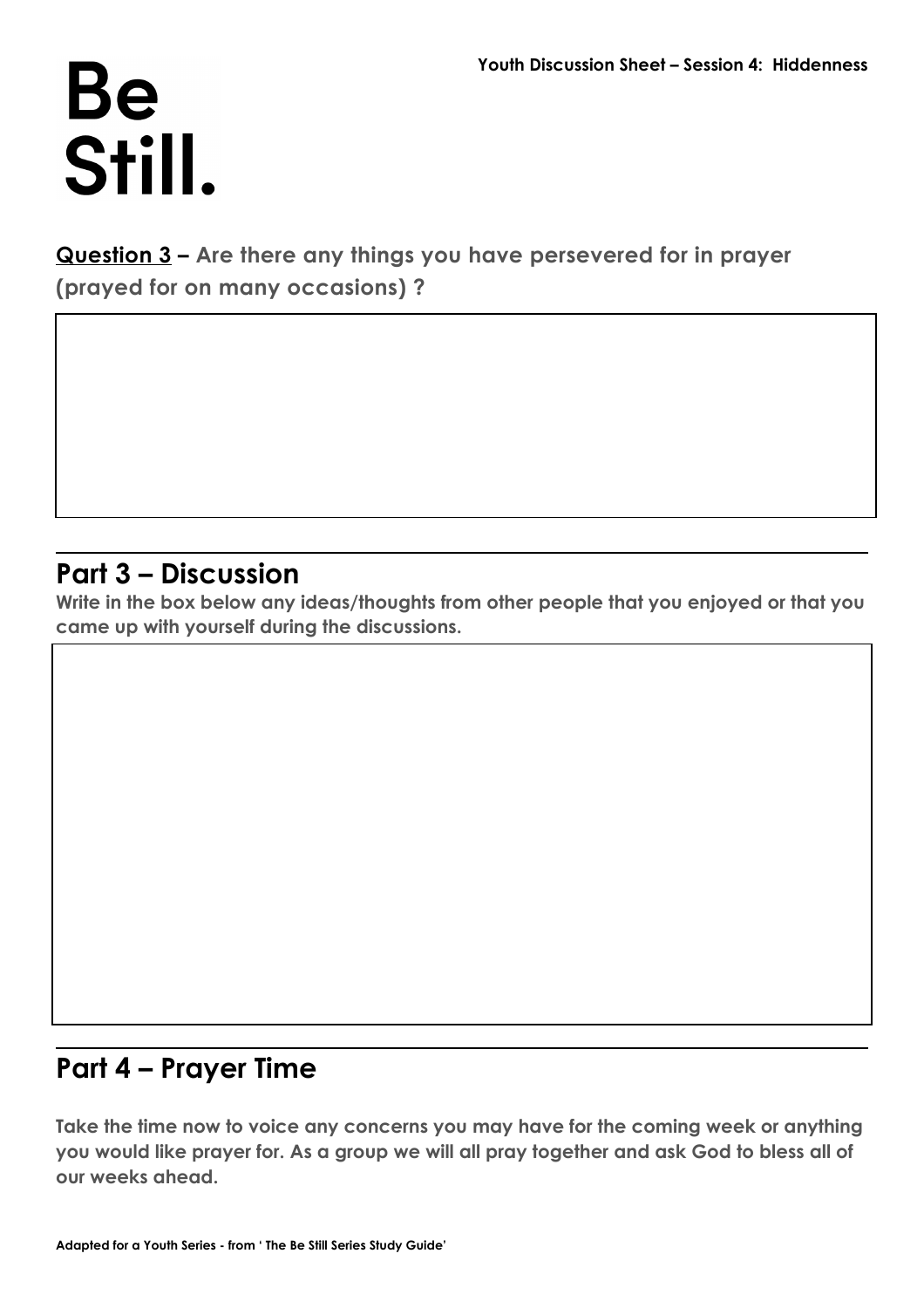# Be Still.

**Question 3 – Are there any things you have persevered for in prayer (prayed for on many occasions) ?**

## Part 3 – Discussion

**Write in the box below any ideas/thoughts from other people that you enjoyed or that you came up with yourself during the discussions.**

## Part 4 – Prayer Time

**Take the time now to voice any concerns you may have for the coming week or anything you would like prayer for. As a group we will all pray together and ask God to bless all of our weeks ahead.**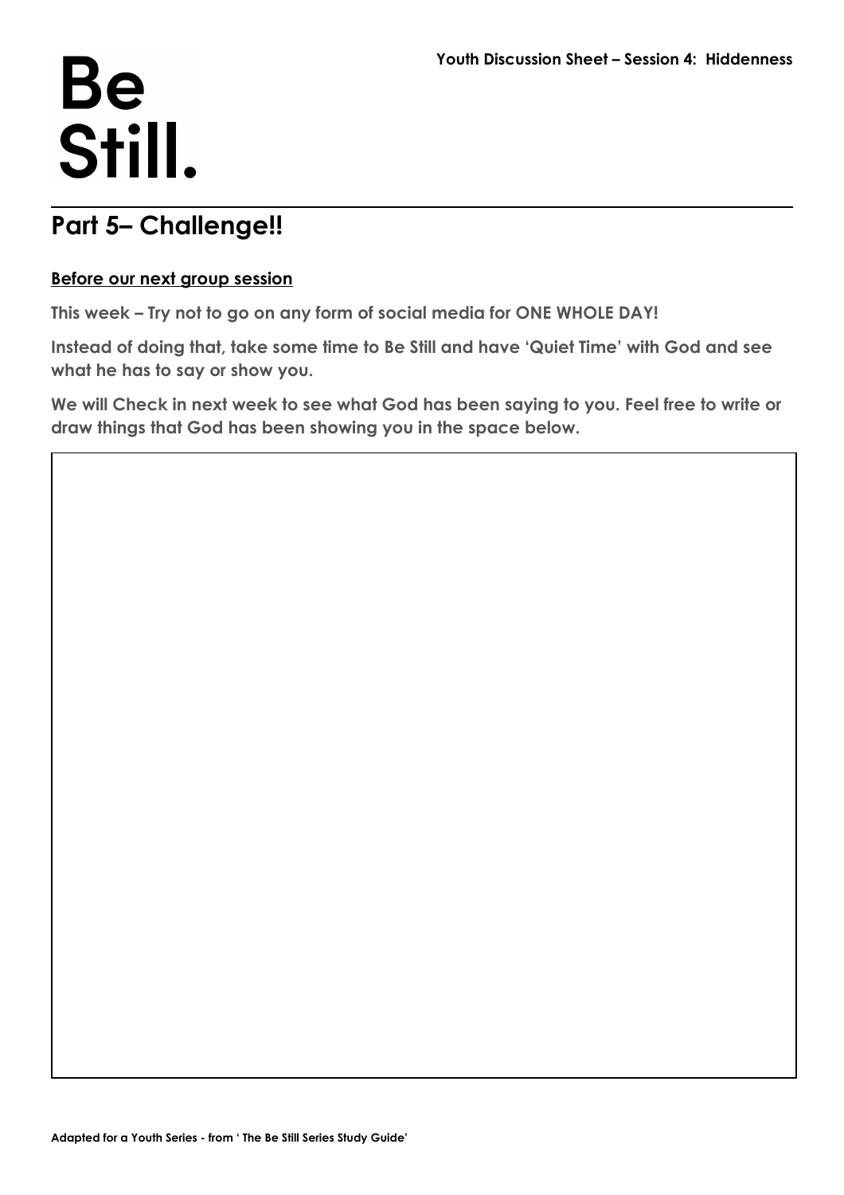# Be Still.

**Youth Discussion Sheet – Session 4: Hiddenness**

## Part 5– Challenge!!

**Before our next group session**

**This week – Try not to go on any form of social media for ONE WHOLE DAY!**

**Instead of doing that, take some time to Be Still and have 'Quiet Time' with God and see what he has to say or show you.**

**We will Check in next week to see what God has been saying to you. Feel free to write or draw things that God has been showing you in the space below.**

**Adapted for a Youth Series - from ' The Be Still Series Study Guide'**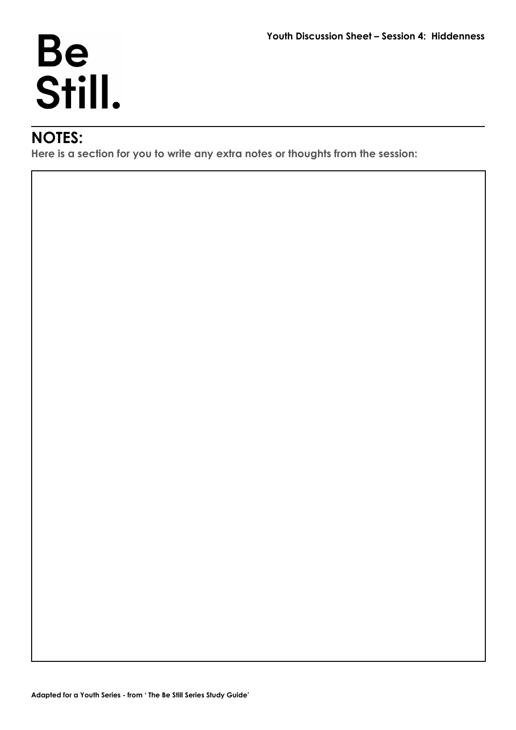# Be Still.

**Youth Discussion Sheet – Session 4: Hiddenness**

## NOTES:

**Here is a section for you to write any extra notes or thoughts from the session:**

**Adapted for a Youth Series - from ' The Be Still Series Study Guide'**